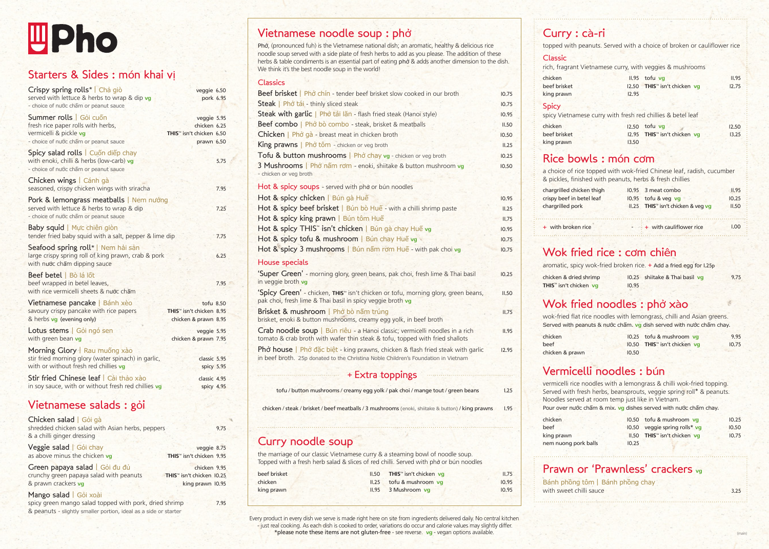# Pho

## Starters & Sides : món khai vị

**Crispy spring rolls*** | Chả giò
served with lettuce & herbs to wrap & dip vg
- choice of nước chấm or peanut sauce
veggie 6.50
pork 6.95

**Summer rolls** | Gỏi cuốn
fresh rice paper rolls with herbs, vermicelli & pickle vg
- choice of nước chấm or peanut sauce
veggie 5.95
chicken 6.25
THIS™ isn't chicken 6.50
prawn 6.50

**Spicy salad rolls** | Cuốn diếp chay
with enoki, chilli & herbs (low-carb) vg
- choice of nước chấm or peanut sauce
5.75

**Chicken wings** | Cánh gà
seasoned, crispy chicken wings with sriracha
7.95

**Pork & lemongrass meatballs** | Nem nướng
served with lettuce & herbs to wrap & dip
- choice of nước chấm or peanut sauce
7.25

**Baby squid** | Mực chiên giòn
tender fried baby squid with a salt, pepper & lime dip
7.75

**Seafood spring roll*** | Nem hải sản
large crispy spring roll of king prawn, crab & pork with nước chấm dipping sauce
6.25

**Beef betel** | Bò lá lốt
beef wrapped in betel leaves, with rice vermicelli sheets & nước chấm
7.95

**Vietnamese pancake** | Bánh xèo
savoury crispy pancake with rice papers & herbs vg (evening only)
tofu 8.50
THIS™ isn't chicken 8.95
chicken & prawn 8.95

**Lotus stems** | Gỏi ngó sen
with green bean vg
veggie 5.95
chicken & prawn 7.95

**Morning Glory** | Rau muống xào
stir fried morning glory (water spinach) in garlic, with or without fresh red chillies vg
classic 5.95
spicy 5.95

**Stir fried Chinese leaf** | Cải thảo xào
in soy sauce, with or without fresh red chillies vg
classic 4.95
spicy 4.95

## Vietnamese salads : gỏi

**Chicken salad** | Gỏi gà
shredded chicken salad with Asian herbs, peppers & a chilli ginger dressing
9.75

**Veggie salad** | Gỏi chay
as above minus the chicken vg
veggie 8.75
THIS™ isn't chicken 9.95

**Green papaya salad** | Gỏi đu đủ
crunchy green papaya salad with peanuts & prawn crackers vg
chicken 9.95
THIS™ isn't chicken 10.25
king prawn 10.95

**Mango salad** | Gỏi xoài
spicy green mango salad topped with pork, dried shrimp & peanuts - slightly smaller portion, ideal as a side or starter
7.95

## Vietnamese noodle soup : phở

Phở, (pronounced fuh) is the Vietnamese national dish; an aromatic, healthy & delicious rice noodle soup served with a side plate of fresh herbs to add as you please. The addition of these herbs & table condiments is an essential part of eating phở & adds another dimension to the dish. We think it's the best noodle soup in the world!

### Classics

| Dish | Price |
|---|---|
| **Beef brisket** \| Phở chín - tender beef brisket slow cooked in our broth | 10.75 |
| **Steak** \| Phở tái - thinly sliced steak | 10.75 |
| **Steak with garlic** \| Phở tái lăn - flash fried steak (Hanoi style) | 10.95 |
| **Beef combo** \| Phở bò combo - steak, brisket & meatballs | 11.50 |
| **Chicken** \| Phở gà - breast meat in chicken broth | 10.50 |
| **King prawns** \| Phở tôm - chicken or veg broth | 11.25 |
| **Tofu & button mushrooms** \| Phở chay vg - chicken or veg broth | 10.25 |
| **3 Mushrooms** \| Phở nấm rơm - enoki, shiitake & button mushroom vg - chicken or veg broth | 10.50 |

### Hot & spicy soups - served with phở or bún noodles

| Dish | Price |
|---|---|
| **Hot & spicy chicken** \| Bún gà Huế | 10.95 |
| **Hot & spicy beef brisket** \| Bún bò Huế - with a chilli shrimp paste | 11.25 |
| **Hot & spicy king prawn** \| Bún tôm Huế | 11.75 |
| **Hot & spicy THIS™ isn't chicken** \| Bún gà chay Huế vg | 10.95 |
| **Hot & spicy tofu & mushroom** \| Bún chay Huế vg | 10.75 |
| **Hot & spicy 3 mushrooms** \| Bún nấm rơm Huế - with pak choi vg | 10.75 |

### House specials

| Dish | Price |
|---|---|
| **'Super Green'** - morning glory, green beans, pak choi, fresh lime & Thai basil in veggie broth vg | 10.25 |
| **'Spicy Green'** - chicken, THIS™ isn't chicken or tofu, morning glory, green beans, pak choi, fresh lime & Thai basil in spicy veggie broth vg | 11.50 |
| **Brisket & mushroom** \| Phở bò nấm trứng - brisket, enoki & button mushrooms, creamy egg yolk, in beef broth | 11.75 |
| **Crab noodle soup** \| Bún riêu - a Hanoi classic; vermicelli noodles in a rich tomato & crab broth with wafer thin steak & tofu, topped with fried shallots | 11.95 |
| **Phở house** \| Phở đặc biệt - king prawns, chicken & flash fried steak with garlic in beef broth. 25p donated to the Christina Noble Children's Foundation in Vietnam | 12.95 |

### + Extra toppings

| Toppings | Price |
|---|---|
| tofu / button mushrooms / creamy egg yolk / pak choi / mange tout / green beans | 1.25 |
| chicken / steak / brisket / beef meatballs / 3 mushrooms (enoki, shiitake & button) / king prawns | 1.95 |

## Curry noodle soup

the marriage of our classic Vietnamese curry & a steaming bowl of noodle soup. Topped with a fresh herb salad & slices of red chilli. Served with phở or bún noodles

| | | | |
|---|---|---|---|
| beef brisket | 11.50 | THIS™ isn't chicken vg | 11.75 |
| chicken | 11.25 | tofu & mushroom vg | 10.95 |
| king prawn | 11.95 | 3 Mushroom vg | 10.95 |

Every product in every dish we serve is made right here on site from ingredients delivered daily. No central kitchen - just real cooking. As each dish is cooked to order, variations do occur and calorie values may slightly differ.
*please note these items are not gluten-free - see reverse. vg - vegan options available.

## Curry : cà-ri

topped with peanuts. Served with a choice of broken or cauliflower rice

### Classic

rich, fragrant Vietnamese curry, with veggies & mushrooms

| | | | |
|---|---|---|---|
| chicken | 11.95 | tofu vg | 11.95 |
| beef brisket | 12.50 | THIS™ isn't chicken vg | 12.75 |
| king prawn | 12.95 | | |

### Spicy

spicy Vietnamese curry with fresh red chillies & betel leaf

| | | | |
|---|---|---|---|
| chicken | 12.50 | tofu vg | 12.50 |
| beef brisket | 12.95 | THIS™ isn't chicken vg | 13.25 |
| king prawn | 13.50 | | |

## Rice bowls : món cơm

a choice of rice topped with wok-fried Chinese leaf, radish, cucumber & pickles, finished with peanuts, herbs & fresh chillies

| | | | |
|---|---|---|---|
| chargrilled chicken thigh | 10.95 | 3 meat combo | 11.95 |
| crispy beef in betel leaf | 10.95 | tofu & veg vg | 10.25 |
| chargrilled pork | 11.25 | THIS™ isn't chicken & veg vg | 11.50 |
| + with broken rice | - | + with cauliflower rice | 1.00 |

## Wok fried rice : cơm chiên

aromatic, spicy wok-fried broken rice. + Add a fried egg for 1.25p

| | | | |
|---|---|---|---|
| chicken & dried shrimp | 10.25 | shiitake & Thai basil vg | 9.75 |
| THIS™ isn't chicken vg | 10.95 | | |

## Wok fried noodles : phở xào

wok-fried flat rice noodles with lemongrass, chilli and Asian greens. Served with peanuts & nước chấm. vg dish served with nước chấm chay.

| | | | |
|---|---|---|---|
| chicken | 10.25 | tofu & mushroom vg | 9.95 |
| beef | 10.50 | THIS™ isn't chicken vg | 10.75 |
| chicken & prawn | 10.50 | | |

## Vermicelli noodles : bún

vermicelli rice noodles with a lemongrass & chilli wok-fried topping. Served with fresh herbs, beansprouts, veggie spring roll* & peanuts. Noodles served at room temp just like in Vietnam.
Pour over nước chấm & mix. vg dishes served with nước chấm chay.

| | | | |
|---|---|---|---|
| chicken | 10.50 | tofu & mushroom vg | 10.25 |
| beef | 10.50 | veggie spring rolls* vg | 10.50 |
| king prawn | 11.50 | THIS™ isn't chicken vg | 10.75 |
| nem nuong pork balls | 10.25 | | |

## Prawn or 'Prawnless' crackers vg

Bánh phồng tôm | Bánh phồng chay
with sweet chilli sauce
3.25

(main)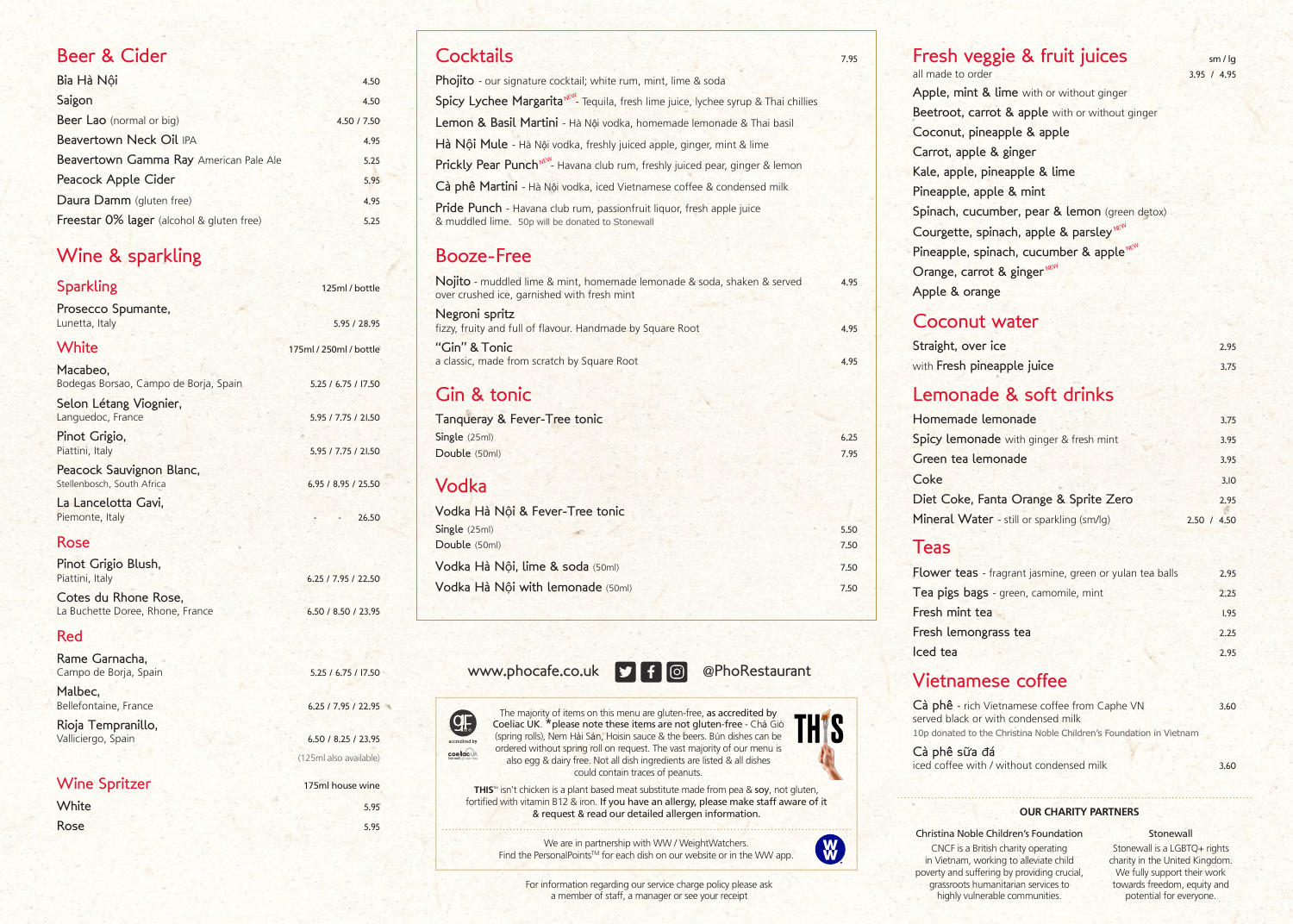## Beer & Cider

| | |
|---|---|
| Bia Hà Nội | 4.50 |
| Saigon | 4.50 |
| Beer Lao (normal or big) | 4.50 / 7.50 |
| Beavertown Neck Oil IPA | 4.95 |
| Beavertown Gamma Ray American Pale Ale | 5.25 |
| Peacock Apple Cider | 5.95 |
| Daura Damm (gluten free) | 4.95 |
| Freestar 0% lager (alcohol & gluten free) | 5.25 |

## Wine & sparkling

### Sparkling

| | 125ml / bottle |
|---|---|
| Prosecco Spumante, Lunetta, Italy | 5.95 / 28.95 |

### White

| | 175ml / 250ml / bottle |
|---|---|
| Macabeo, Bodegas Borsao, Campo de Borja, Spain | 5.25 / 6.75 / 17.50 |
| Selon Létang Viognier, Languedoc, France | 5.95 / 7.75 / 21.50 |
| Pinot Grigio, Piattini, Italy | 5.95 / 7.75 / 21.50 |
| Peacock Sauvignon Blanc, Stellenbosch, South Africa | 6.95 / 8.95 / 25.50 |
| La Lancelotta Gavi, Piemonte, Italy | - - 26.50 |

### Rose

| | |
|---|---|
| Pinot Grigio Blush, Piattini, Italy | 6.25 / 7.95 / 22.50 |
| Cotes du Rhone Rose, La Buchette Doree, Rhone, France | 6.50 / 8.50 / 23.95 |

### Red

| | |
|---|---|
| Rame Garnacha, Campo de Borja, Spain | 5.25 / 6.75 / 17.50 |
| Malbec, Bellefontaine, France | 6.25 / 7.95 / 22.95 |
| Rioja Tempranillo, Valliciergo, Spain | 6.50 / 8.25 / 23.95 |

(125ml also available)

### Wine Spritzer

| | 175ml house wine |
|---|---|
| White | 5.95 |
| Rose | 5.95 |

## Cocktails

7.95

- **Phojito** - our signature cocktail; white rum, mint, lime & soda
- **Spicy Lychee Margarita** NEW - Tequila, fresh lime juice, lychee syrup & Thai chillies
- **Lemon & Basil Martini** - Hà Nội vodka, homemade lemonade & Thai basil
- **Hà Nội Mule** - Hà Nội vodka, freshly juiced apple, ginger, mint & lime
- **Prickly Pear Punch** NEW - Havana club rum, freshly juiced pear, ginger & lemon
- **Cà phê Martini** - Hà Nội vodka, iced Vietnamese coffee & condensed milk
- **Pride Punch** - Havana club rum, passionfruit liquor, fresh apple juice & muddled lime. 50p will be donated to Stonewall

## Booze-Free

| | |
|---|---|
| Nojito - muddled lime & mint, homemade lemonade & soda, shaken & served over crushed ice, garnished with fresh mint | 4.95 |
| Negroni spritz - fizzy, fruity and full of flavour. Handmade by Square Root | 4.95 |
| "Gin" & Tonic - a classic, made from scratch by Square Root | 4.95 |

## Gin & tonic

Tanqueray & Fever-Tree tonic

| | |
|---|---|
| Single (25ml) | 6.25 |
| Double (50ml) | 7.95 |

## Vodka

Vodka Hà Nội & Fever-Tree tonic

| | |
|---|---|
| Single (25ml) | 5.50 |
| Double (50ml) | 7.50 |
| Vodka Hà Nội, lime & soda (50ml) | 7.50 |
| Vodka Hà Nội with lemonade (50ml) | 7.50 |

www.phocafe.co.uk @PhoRestaurant

The majority of items on this menu are gluten-free, as accredited by Coeliac UK. *please note these items are not gluten-free - Chả Giò (spring rolls), Nem Hải Sản, Hoisin sauce & the beers. Bún dishes can be ordered without spring roll on request. The vast majority of our menu is also egg & dairy free. Not all dish ingredients are listed & all dishes could contain traces of peanuts.

THIS™ isn't chicken is a plant based meat substitute made from pea & soy, not gluten, fortified with vitamin B12 & iron. If you have an allergy, please make staff aware of it & request & read our detailed allergen information.

We are in partnership with WW / WeightWatchers. Find the PersonalPoints™ for each dish on our website or in the WW app.

For information regarding our service charge policy please ask a member of staff, a manager or see your receipt

## Fresh veggie & fruit juices

all made to order — sm / lg 3.95 / 4.95

- Apple, mint & lime with or without ginger
- Beetroot, carrot & apple with or without ginger
- Coconut, pineapple & apple
- Carrot, apple & ginger
- Kale, apple, pineapple & lime
- Pineapple, apple & mint
- Spinach, cucumber, pear & lemon (green detox)
- Courgette, spinach, apple & parsley NEW
- Pineapple, spinach, cucumber & apple NEW
- Orange, carrot & ginger NEW
- Apple & orange

## Coconut water

| | |
|---|---|
| Straight, over ice | 2.95 |
| with Fresh pineapple juice | 3.75 |

## Lemonade & soft drinks

| | |
|---|---|
| Homemade lemonade | 3.75 |
| Spicy lemonade with ginger & fresh mint | 3.95 |
| Green tea lemonade | 3.95 |
| Coke | 3.10 |
| Diet Coke, Fanta Orange & Sprite Zero | 2.95 |
| Mineral Water - still or sparkling (sm/lg) | 2.50 / 4.50 |

## Teas

| | |
|---|---|
| Flower teas - fragrant jasmine, green or yulan tea balls | 2.95 |
| Tea pigs bags - green, camomile, mint | 2.25 |
| Fresh mint tea | 1.95 |
| Fresh lemongrass tea | 2.25 |
| Iced tea | 2.95 |

## Vietnamese coffee

| | |
|---|---|
| Cà phê - rich Vietnamese coffee from Caphe VN served black or with condensed milk | 3.60 |
| Cà phê sữa đá - iced coffee with / without condensed milk | 3.60 |

10p donated to the Christina Noble Children's Foundation in Vietnam

### OUR CHARITY PARTNERS

**Christina Noble Children's Foundation**

CNCF is a British charity operating in Vietnam, working to alleviate child poverty and suffering by providing crucial, grassroots humanitarian services to highly vulnerable communities.

**Stonewall**

Stonewall is a LGBTQ+ rights charity in the United Kingdom. We fully support their work towards freedom, equity and potential for everyone.